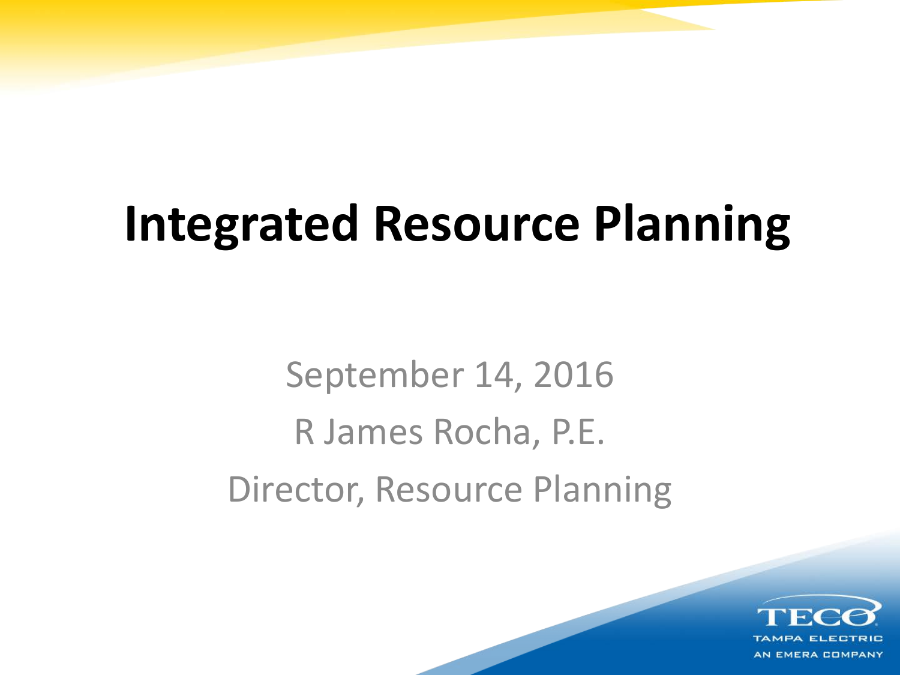# Integrated Resource Planning

September 14, 2016

R James Rocha, P.E.

Director, Resource Planning

TECO
TAMPA ELECTRIC
AN EMERA COMPANY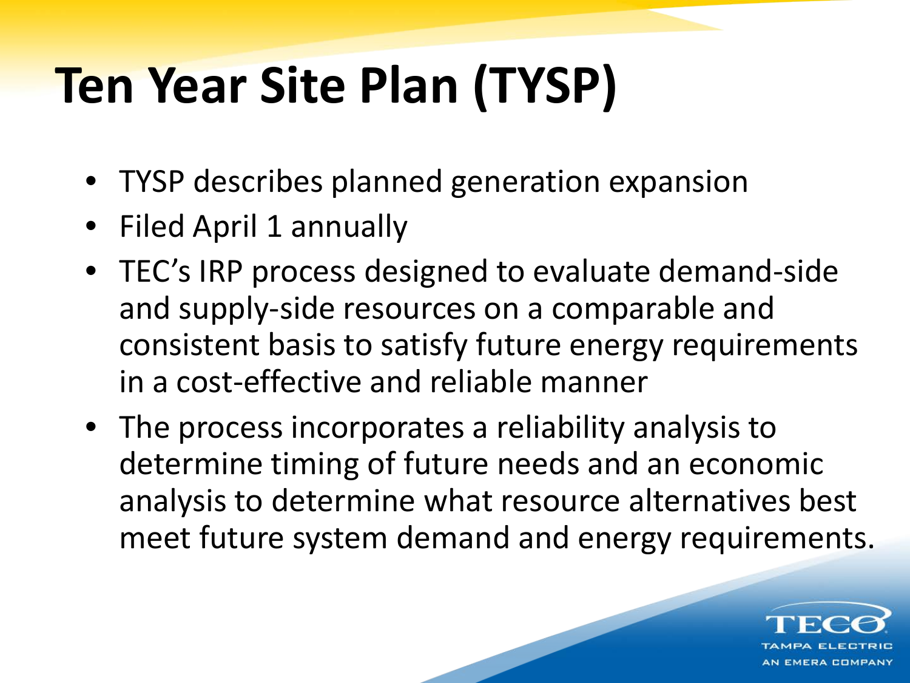# Ten Year Site Plan (TYSP)

- TYSP describes planned generation expansion
- Filed April 1 annually
- TEC's IRP process designed to evaluate demand-side and supply-side resources on a comparable and consistent basis to satisfy future energy requirements in a cost-effective and reliable manner
- The process incorporates a reliability analysis to determine timing of future needs and an economic analysis to determine what resource alternatives best meet future system demand and energy requirements.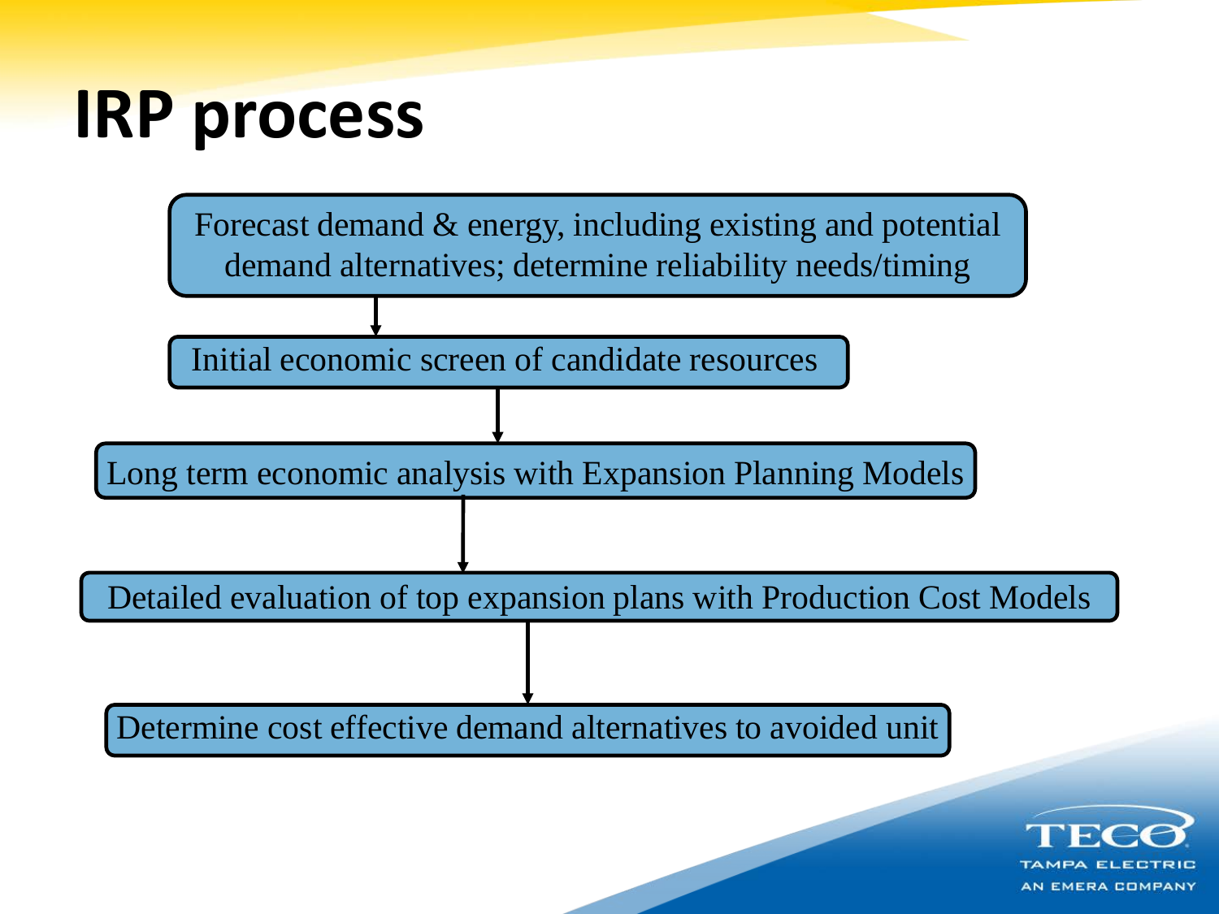# IRP process

- Forecast demand & energy, including existing and potential demand alternatives; determine reliability needs/timing
- Initial economic screen of candidate resources
- Long term economic analysis with Expansion Planning Models
- Detailed evaluation of top expansion plans with Production Cost Models
- Determine cost effective demand alternatives to avoided unit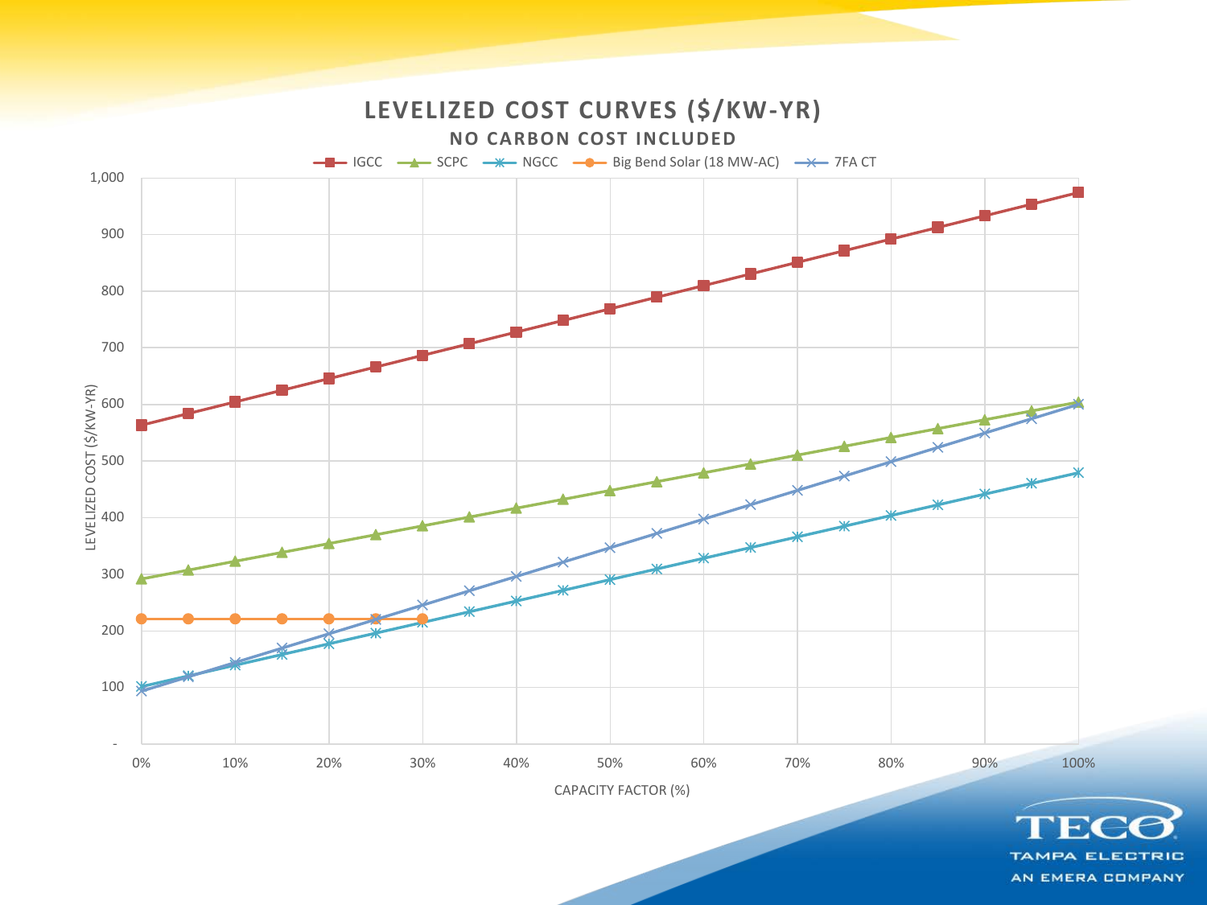## LEVELIZED COST CURVES ($/KW-YR)

### NO CARBON COST INCLUDED

Legend: IGCC, SCPC, NGCC, Big Bend Solar (18 MW-AC), 7FA CT

LEVELIZED COST ($/KW-YR): -, 100, 200, 300, 400, 500, 600, 700, 800, 900, 1,000

CAPACITY FACTOR (%): 0%, 10%, 20%, 30%, 40%, 50%, 60%, 70%, 80%, 90%, 100%

TECO

TAMPA ELECTRIC

AN EMERA COMPANY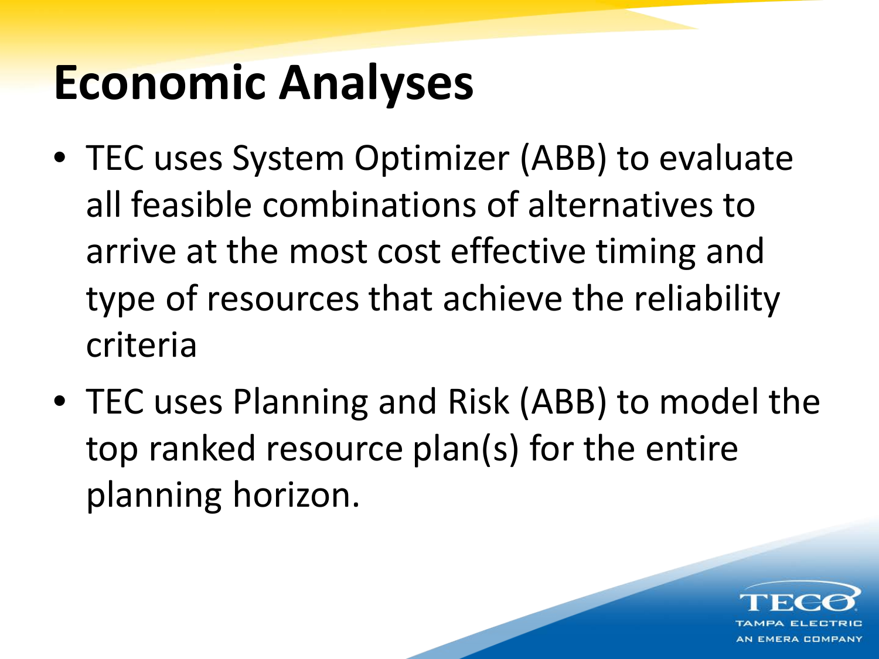# Economic Analyses

- TEC uses System Optimizer (ABB) to evaluate all feasible combinations of alternatives to arrive at the most cost effective timing and type of resources that achieve the reliability criteria
- TEC uses Planning and Risk (ABB) to model the top ranked resource plan(s) for the entire planning horizon.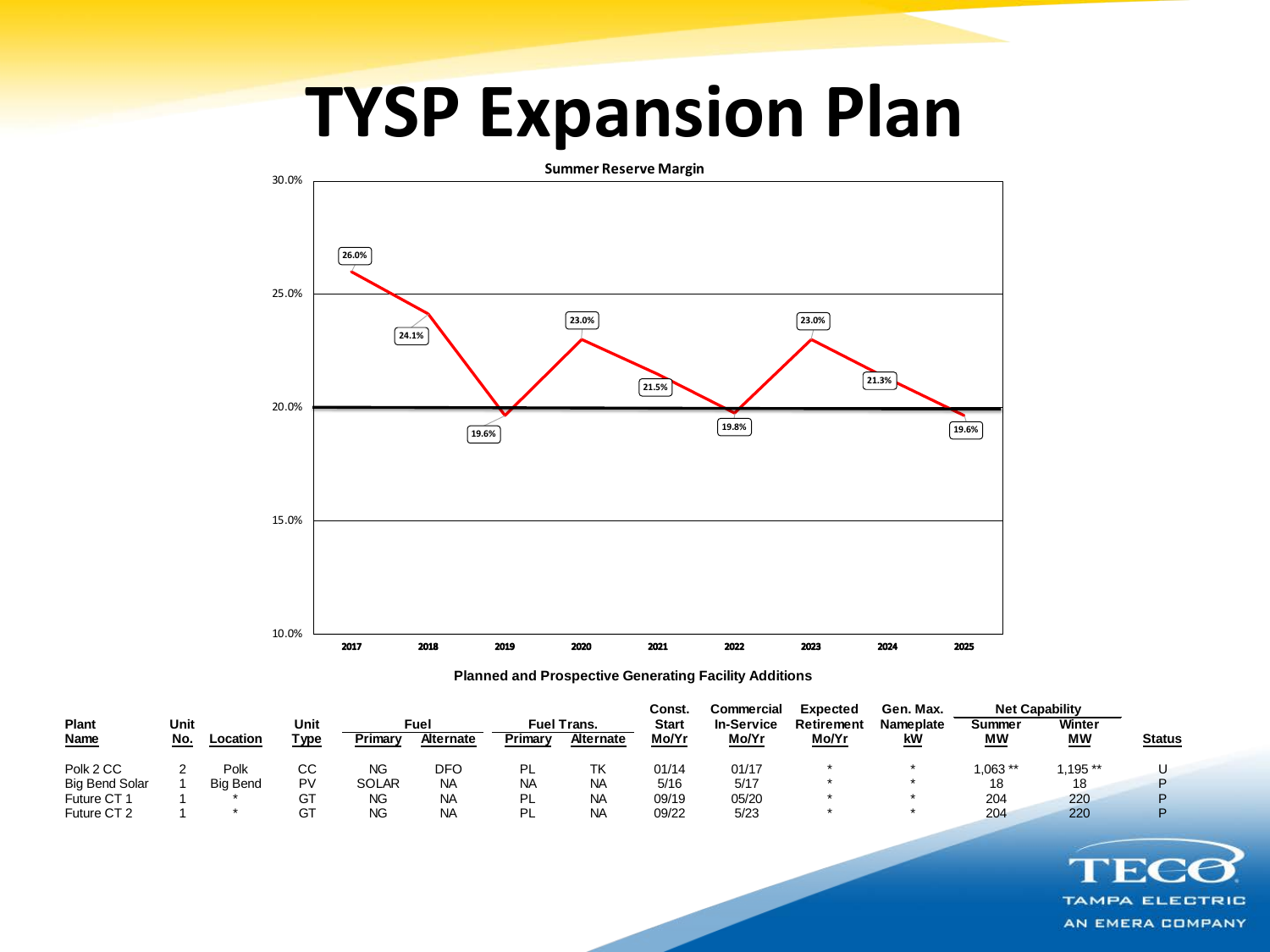# TYSP Expansion Plan

Summer Reserve Margin

30.0%
25.0%
20.0%
15.0%
10.0%

26.0%
24.1%
19.6%
23.0%
21.5%
19.8%
23.0%
21.3%
19.6%

2017 2018 2019 2020 2021 2022 2023 2024 2025

**Planned and Prospective Generating Facility Additions**

| Plant Name | Unit No. | Location | Unit Type | Fuel Primary | Fuel Alternate | Fuel Trans. Primary | Fuel Trans. Alternate | Const. Start Mo/Yr | Commercial In-Service Mo/Yr | Expected Retirement Mo/Yr | Gen. Max. Nameplate kW | Net Capability Summer MW | Net Capability Winter MW | Status |
|---|---|---|---|---|---|---|---|---|---|---|---|---|---|---|
| Polk 2 CC | 2 | Polk | CC | NG | DFO | PL | TK | 01/14 | 01/17 | * | * | 1,063 ** | 1,195 ** | U |
| Big Bend Solar | 1 | Big Bend | PV | SOLAR | NA | NA | NA | 5/16 | 5/17 | * | * | 18 | 18 | P |
| Future CT 1 | 1 | * | GT | NG | NA | PL | NA | 09/19 | 05/20 | * | * | 204 | 220 | P |
| Future CT 2 | 1 | * | GT | NG | NA | PL | NA | 09/22 | 5/23 | * | * | 204 | 220 | P |